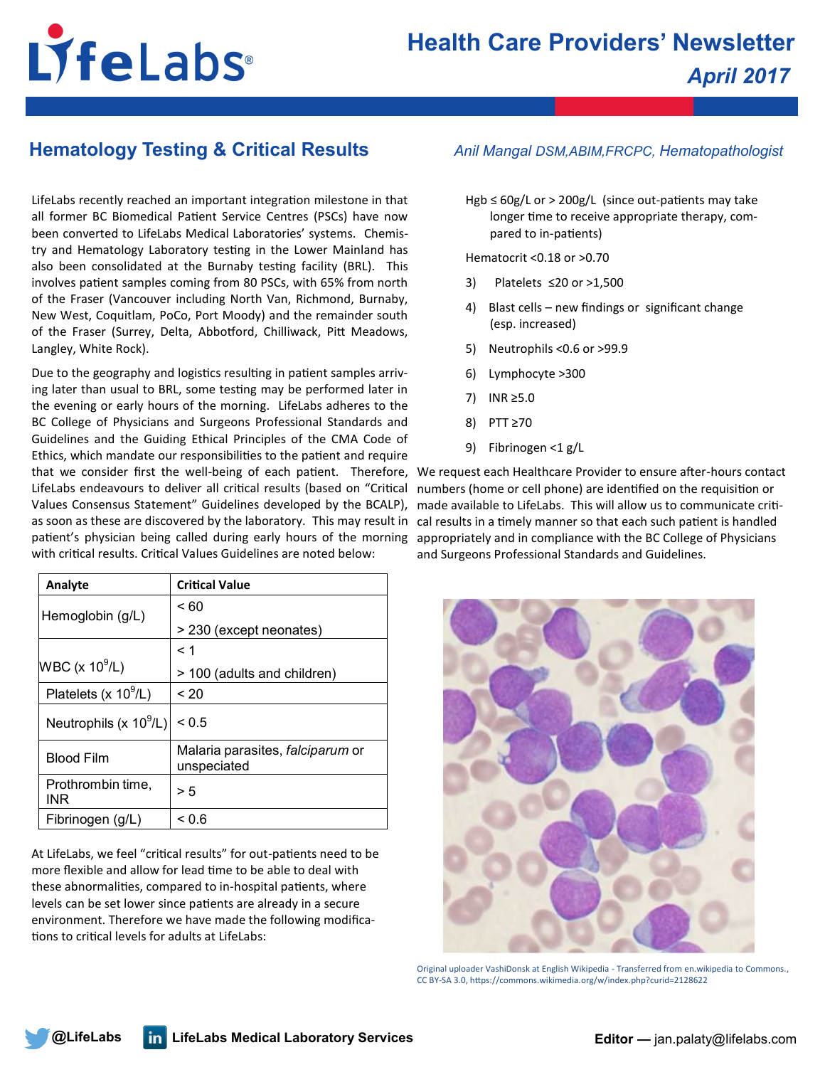# LifeLabs

## Health Care Providers' Newsletter

*April 2017*

## Hematology Testing & Critical Results

*Anil Mangal DSM,ABIM,FRCPC, Hematopathologist*

LifeLabs recently reached an important integration milestone in that all former BC Biomedical Patient Service Centres (PSCs) have now been converted to LifeLabs Medical Laboratories' systems. Chemistry and Hematology Laboratory testing in the Lower Mainland has also been consolidated at the Burnaby testing facility (BRL). This involves patient samples coming from 80 PSCs, with 65% from north of the Fraser (Vancouver including North Van, Richmond, Burnaby, New West, Coquitlam, PoCo, Port Moody) and the remainder south of the Fraser (Surrey, Delta, Abbotford, Chilliwack, Pitt Meadows, Langley, White Rock).

Due to the geography and logistics resulting in patient samples arriving later than usual to BRL, some testing may be performed later in the evening or early hours of the morning. LifeLabs adheres to the BC College of Physicians and Surgeons Professional Standards and Guidelines and the Guiding Ethical Principles of the CMA Code of Ethics, which mandate our responsibilities to the patient and require that we consider first the well-being of each patient. Therefore, LifeLabs endeavours to deliver all critical results (based on "Critical Values Consensus Statement" Guidelines developed by the BCALP), as soon as these are discovered by the laboratory. This may result in patient's physician being called during early hours of the morning with critical results. Critical Values Guidelines are noted below:

| Analyte | Critical Value |
|---|---|
| Hemoglobin (g/L) | < 60 |
| | > 230 (except neonates) |
| WBC (x $10^9$/L) | < 1 |
| | > 100 (adults and children) |
| Platelets (x $10^9$/L) | < 20 |
| Neutrophils (x $10^9$/L) | < 0.5 |
| Blood Film | Malaria parasites, *falciparum* or unspeciated |
| Prothrombin time, INR | > 5 |
| Fibrinogen (g/L) | < 0.6 |

At LifeLabs, we feel "critical results" for out-patients need to be more flexible and allow for lead time to be able to deal with these abnormalities, compared to in-hospital patients, where levels can be set lower since patients are already in a secure environment. Therefore we have made the following modifications to critical levels for adults at LifeLabs:

Hgb ≤ 60g/L or > 200g/L (since out-patients may take longer time to receive appropriate therapy, compared to in-patients)

Hematocrit <0.18 or >0.70

3) Platelets ≤20 or >1,500
4) Blast cells – new findings or significant change (esp. increased)
5) Neutrophils <0.6 or >99.9
6) Lymphocyte >300
7) INR ≥5.0
8) PTT ≥70
9) Fibrinogen <1 g/L

We request each Healthcare Provider to ensure after-hours contact numbers (home or cell phone) are identified on the requisition or made available to LifeLabs. This will allow us to communicate critical results in a timely manner so that each such patient is handled appropriately and in compliance with the BC College of Physicians and Surgeons Professional Standards and Guidelines.

Original uploader VashiDonsk at English Wikipedia - Transferred from en.wikipedia to Commons., CC BY-SA 3.0, https://commons.wikimedia.org/w/index.php?curid=2128622

@LifeLabs | LifeLabs Medical Laboratory Services | Editor — jan.palaty@lifelabs.com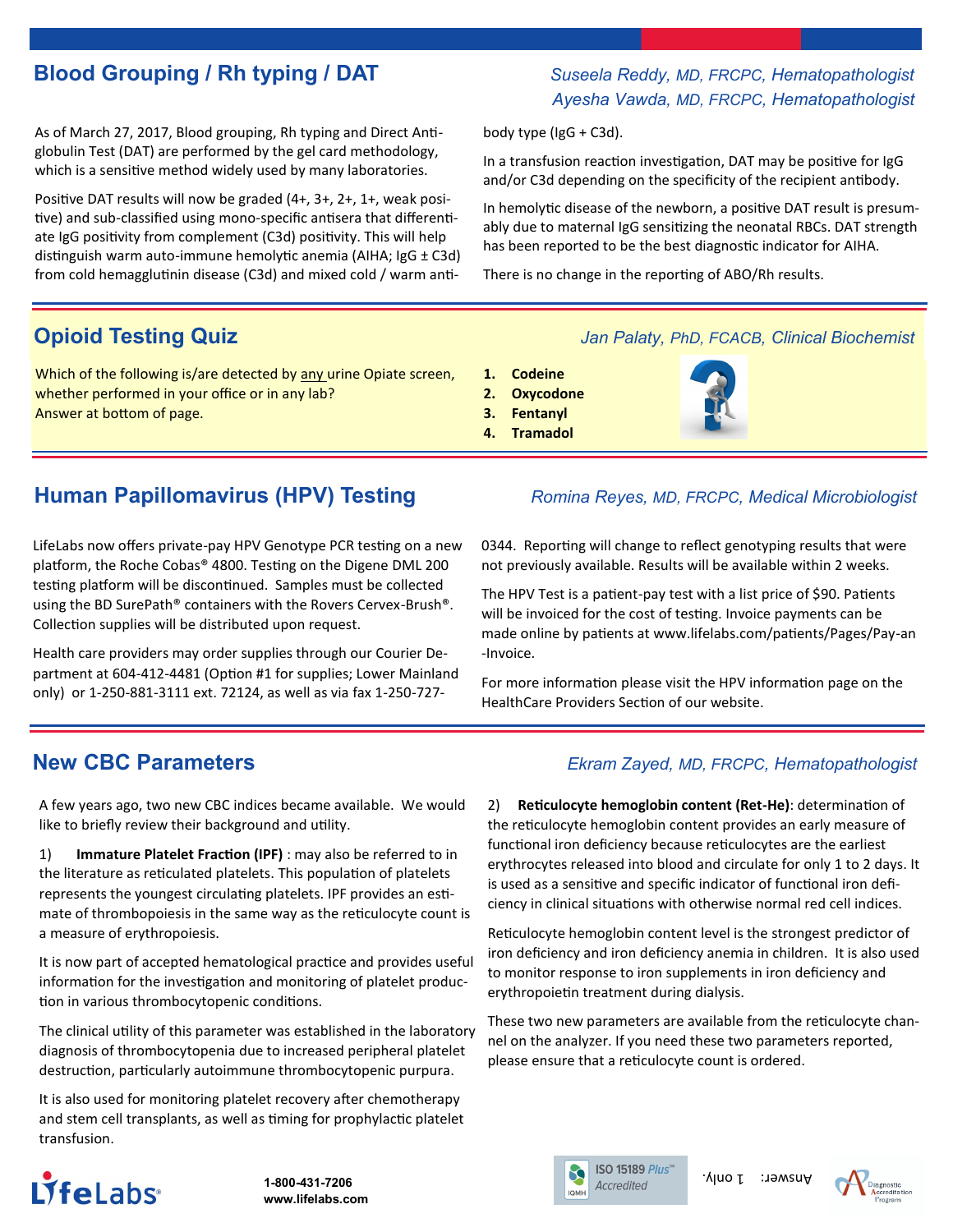## Blood Grouping / Rh typing / DAT

*Suseela Reddy, MD, FRCPC, Hematopathologist*
*Ayesha Vawda, MD, FRCPC, Hematopathologist*

As of March 27, 2017, Blood grouping, Rh typing and Direct Antiglobulin Test (DAT) are performed by the gel card methodology, which is a sensitive method widely used by many laboratories.

Positive DAT results will now be graded (4+, 3+, 2+, 1+, weak positive) and sub-classified using mono-specific antisera that differentiate IgG positivity from complement (C3d) positivity. This will help distinguish warm auto-immune hemolytic anemia (AIHA; IgG ± C3d) from cold hemagglutinin disease (C3d) and mixed cold / warm antibody type (IgG + C3d).

In a transfusion reaction investigation, DAT may be positive for IgG and/or C3d depending on the specificity of the recipient antibody.

In hemolytic disease of the newborn, a positive DAT result is presumably due to maternal IgG sensitizing the neonatal RBCs. DAT strength has been reported to be the best diagnostic indicator for AIHA.

There is no change in the reporting of ABO/Rh results.

## Opioid Testing Quiz

*Jan Palaty, PhD, FCACB, Clinical Biochemist*

Which of the following is/are detected by any urine Opiate screen, whether performed in your office or in any lab?
Answer at bottom of page.

1. **Codeine**
2. **Oxycodone**
3. **Fentanyl**
4. **Tramadol**

## Human Papillomavirus (HPV) Testing

*Romina Reyes, MD, FRCPC, Medical Microbiologist*

LifeLabs now offers private-pay HPV Genotype PCR testing on a new platform, the Roche Cobas® 4800. Testing on the Digene DML 200 testing platform will be discontinued. Samples must be collected using the BD SurePath® containers with the Rovers Cervex-Brush®. Collection supplies will be distributed upon request.

Health care providers may order supplies through our Courier Department at 604-412-4481 (Option #1 for supplies; Lower Mainland only) or 1-250-881-3111 ext. 72124, as well as via fax 1-250-727-0344. Reporting will change to reflect genotyping results that were not previously available. Results will be available within 2 weeks.

The HPV Test is a patient-pay test with a list price of $90. Patients will be invoiced for the cost of testing. Invoice payments can be made online by patients at www.lifelabs.com/patients/Pages/Pay-an-Invoice.

For more information please visit the HPV information page on the HealthCare Providers Section of our website.

## New CBC Parameters

*Ekram Zayed, MD, FRCPC, Hematopathologist*

A few years ago, two new CBC indices became available. We would like to briefly review their background and utility.

1) **Immature Platelet Fraction (IPF)** : may also be referred to in the literature as reticulated platelets. This population of platelets represents the youngest circulating platelets. IPF provides an estimate of thrombopoiesis in the same way as the reticulocyte count is a measure of erythropoiesis.

It is now part of accepted hematological practice and provides useful information for the investigation and monitoring of platelet production in various thrombocytopenic conditions.

The clinical utility of this parameter was established in the laboratory diagnosis of thrombocytopenia due to increased peripheral platelet destruction, particularly autoimmune thrombocytopenic purpura.

It is also used for monitoring platelet recovery after chemotherapy and stem cell transplants, as well as timing for prophylactic platelet transfusion.

2) **Reticulocyte hemoglobin content (Ret-He)**: determination of the reticulocyte hemoglobin content provides an early measure of functional iron deficiency because reticulocytes are the earliest erythrocytes released into blood and circulate for only 1 to 2 days. It is used as a sensitive and specific indicator of functional iron deficiency in clinical situations with otherwise normal red cell indices.

Reticulocyte hemoglobin content level is the strongest predictor of iron deficiency and iron deficiency anemia in children. It is also used to monitor response to iron supplements in iron deficiency and erythropoietin treatment during dialysis.

These two new parameters are available from the reticulocyte channel on the analyzer. If you need these two parameters reported, please ensure that a reticulocyte count is ordered.

LifeLabs
1-800-431-7206
www.lifelabs.com

ISO 15189 Plus™ Accredited

Answer: 1 only.

Diagnostic Accreditation Program